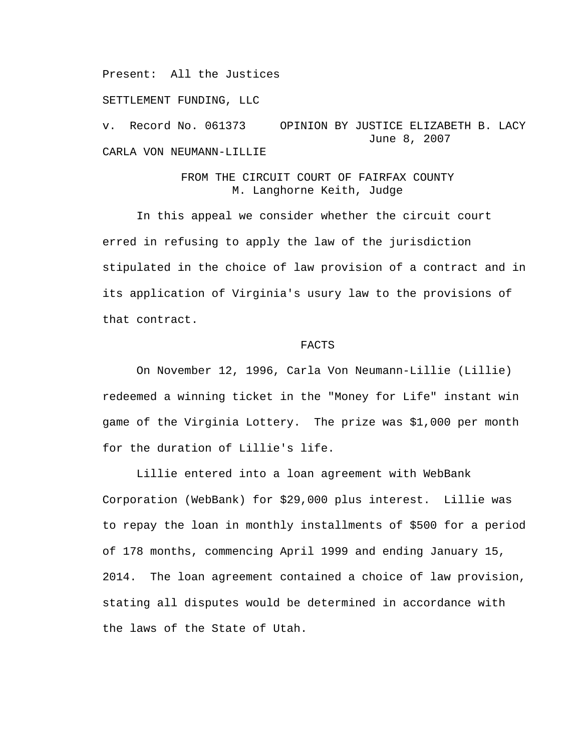Present: All the Justices

SETTLEMENT FUNDING, LLC

v. Record No. 061373     OPINION BY JUSTICE ELIZABETH B. LACY
June 8, 2007

CARLA VON NEUMANN-LILLIE

FROM THE CIRCUIT COURT OF FAIRFAX COUNTY
M. Langhorne Keith, Judge

In this appeal we consider whether the circuit court erred in refusing to apply the law of the jurisdiction stipulated in the choice of law provision of a contract and in its application of Virginia's usury law to the provisions of that contract.

## FACTS

On November 12, 1996, Carla Von Neumann-Lillie (Lillie) redeemed a winning ticket in the "Money for Life" instant win game of the Virginia Lottery. The prize was $1,000 per month for the duration of Lillie's life.

Lillie entered into a loan agreement with WebBank Corporation (WebBank) for $29,000 plus interest. Lillie was to repay the loan in monthly installments of $500 for a period of 178 months, commencing April 1999 and ending January 15, 2014. The loan agreement contained a choice of law provision, stating all disputes would be determined in accordance with the laws of the State of Utah.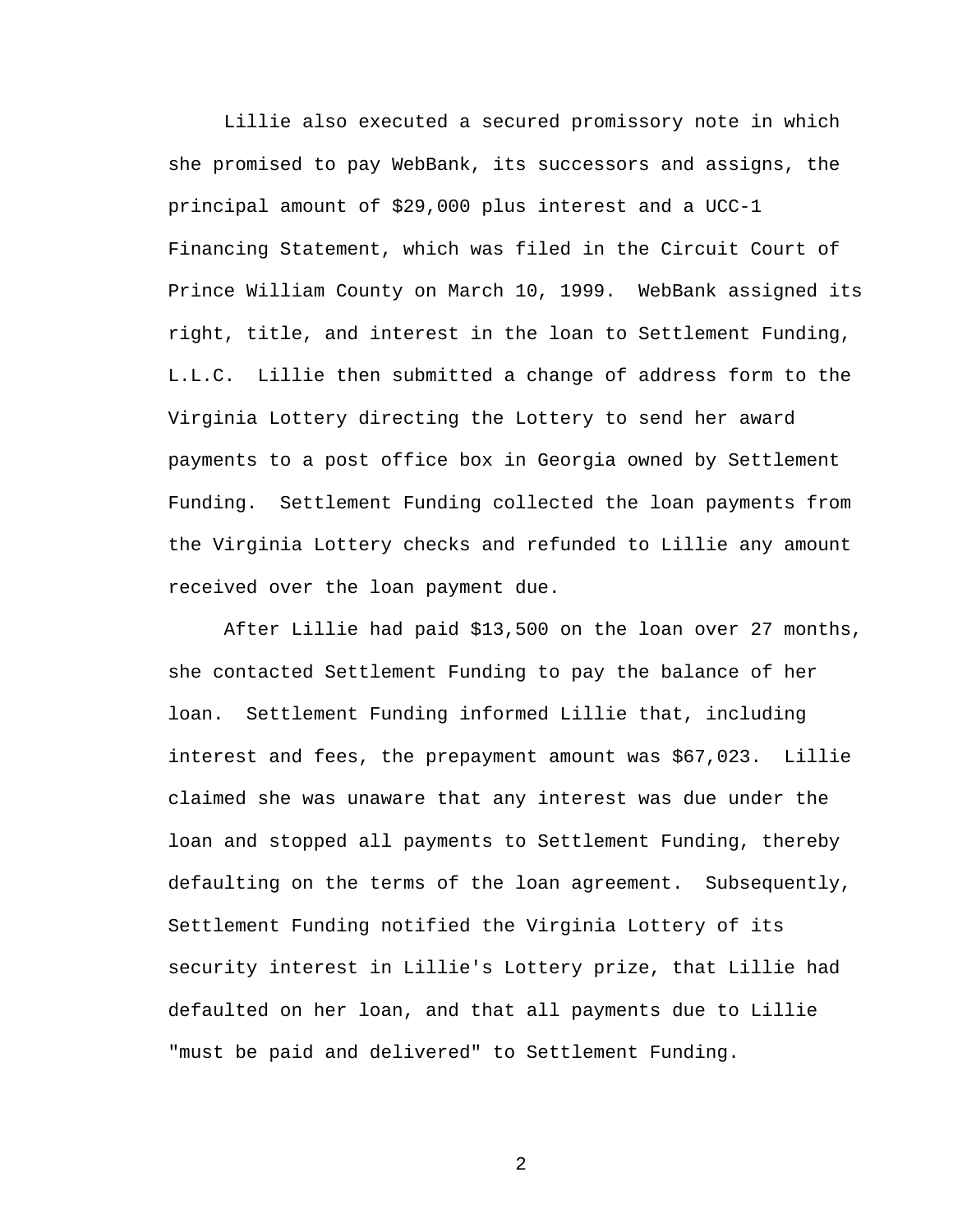Lillie also executed a secured promissory note in which she promised to pay WebBank, its successors and assigns, the principal amount of $29,000 plus interest and a UCC-1 Financing Statement, which was filed in the Circuit Court of Prince William County on March 10, 1999. WebBank assigned its right, title, and interest in the loan to Settlement Funding, L.L.C. Lillie then submitted a change of address form to the Virginia Lottery directing the Lottery to send her award payments to a post office box in Georgia owned by Settlement Funding. Settlement Funding collected the loan payments from the Virginia Lottery checks and refunded to Lillie any amount received over the loan payment due.

After Lillie had paid $13,500 on the loan over 27 months, she contacted Settlement Funding to pay the balance of her loan. Settlement Funding informed Lillie that, including interest and fees, the prepayment amount was $67,023. Lillie claimed she was unaware that any interest was due under the loan and stopped all payments to Settlement Funding, thereby defaulting on the terms of the loan agreement. Subsequently, Settlement Funding notified the Virginia Lottery of its security interest in Lillie's Lottery prize, that Lillie had defaulted on her loan, and that all payments due to Lillie "must be paid and delivered" to Settlement Funding.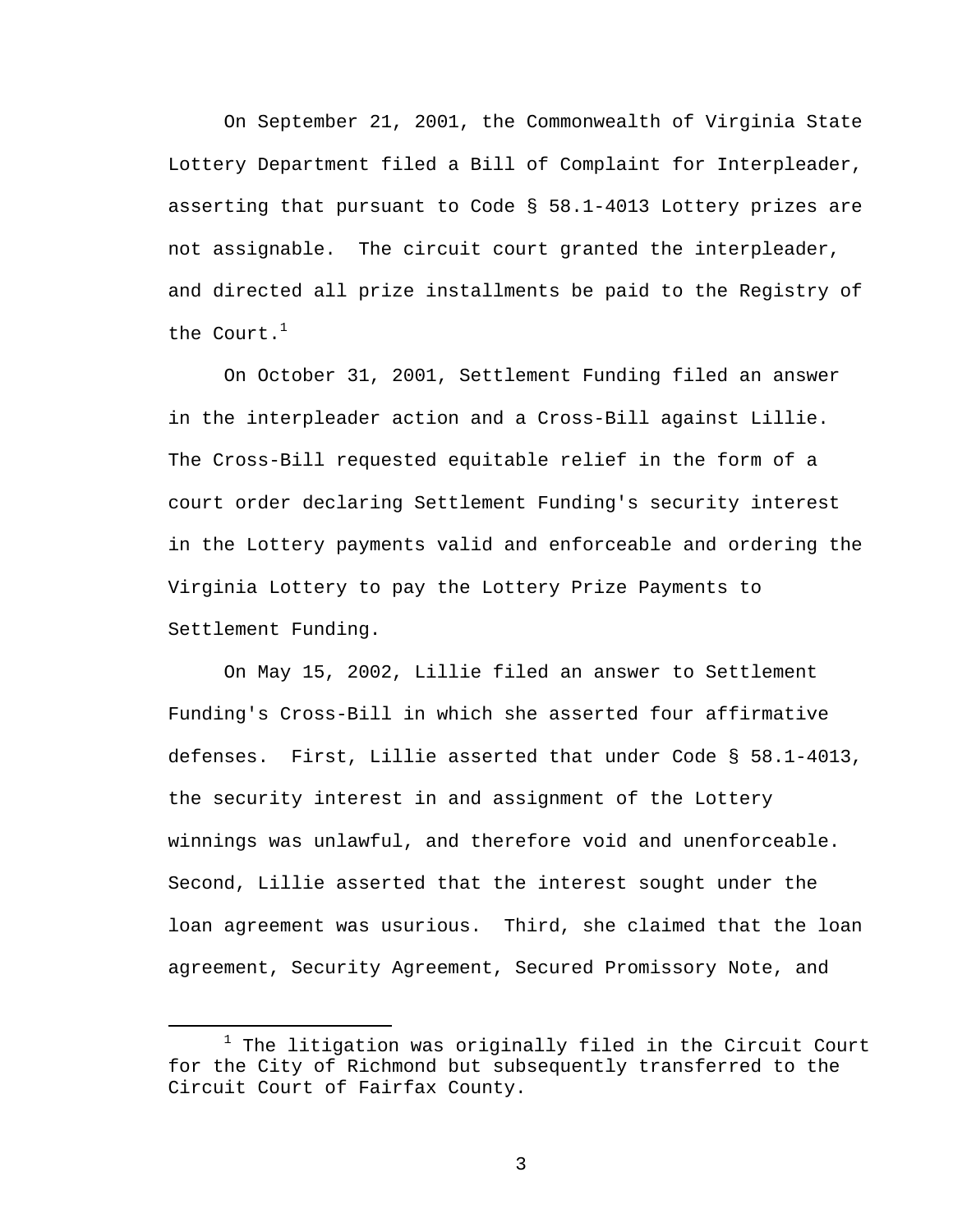On September 21, 2001, the Commonwealth of Virginia State Lottery Department filed a Bill of Complaint for Interpleader, asserting that pursuant to Code § 58.1-4013 Lottery prizes are not assignable. The circuit court granted the interpleader, and directed all prize installments be paid to the Registry of the Court.[1]

On October 31, 2001, Settlement Funding filed an answer in the interpleader action and a Cross-Bill against Lillie. The Cross-Bill requested equitable relief in the form of a court order declaring Settlement Funding's security interest in the Lottery payments valid and enforceable and ordering the Virginia Lottery to pay the Lottery Prize Payments to Settlement Funding.

On May 15, 2002, Lillie filed an answer to Settlement Funding's Cross-Bill in which she asserted four affirmative defenses. First, Lillie asserted that under Code § 58.1-4013, the security interest in and assignment of the Lottery winnings was unlawful, and therefore void and unenforceable. Second, Lillie asserted that the interest sought under the loan agreement was usurious. Third, she claimed that the loan agreement, Security Agreement, Secured Promissory Note, and

[1] The litigation was originally filed in the Circuit Court for the City of Richmond but subsequently transferred to the Circuit Court of Fairfax County.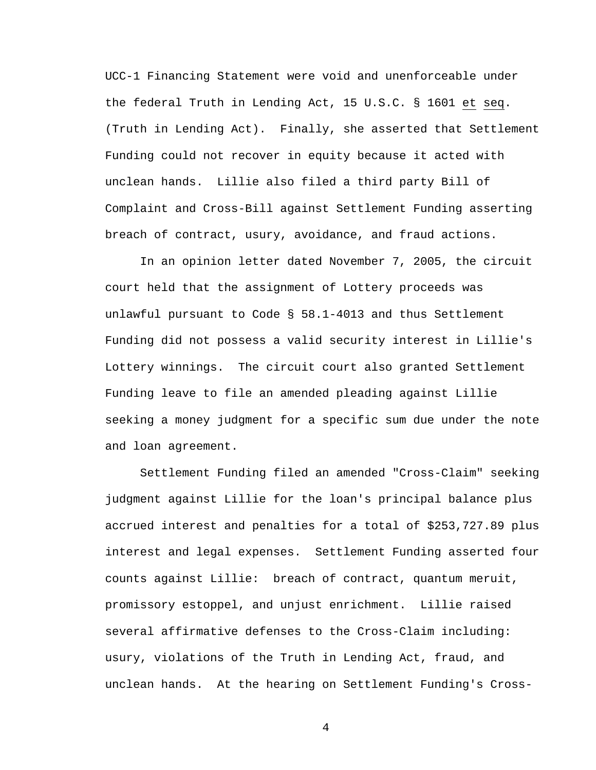UCC-1 Financing Statement were void and unenforceable under the federal Truth in Lending Act, 15 U.S.C. § 1601 et seq. (Truth in Lending Act). Finally, she asserted that Settlement Funding could not recover in equity because it acted with unclean hands. Lillie also filed a third party Bill of Complaint and Cross-Bill against Settlement Funding asserting breach of contract, usury, avoidance, and fraud actions.

In an opinion letter dated November 7, 2005, the circuit court held that the assignment of Lottery proceeds was unlawful pursuant to Code § 58.1-4013 and thus Settlement Funding did not possess a valid security interest in Lillie's Lottery winnings. The circuit court also granted Settlement Funding leave to file an amended pleading against Lillie seeking a money judgment for a specific sum due under the note and loan agreement.

Settlement Funding filed an amended "Cross-Claim" seeking judgment against Lillie for the loan's principal balance plus accrued interest and penalties for a total of $253,727.89 plus interest and legal expenses. Settlement Funding asserted four counts against Lillie: breach of contract, quantum meruit, promissory estoppel, and unjust enrichment. Lillie raised several affirmative defenses to the Cross-Claim including: usury, violations of the Truth in Lending Act, fraud, and unclean hands. At the hearing on Settlement Funding's Cross-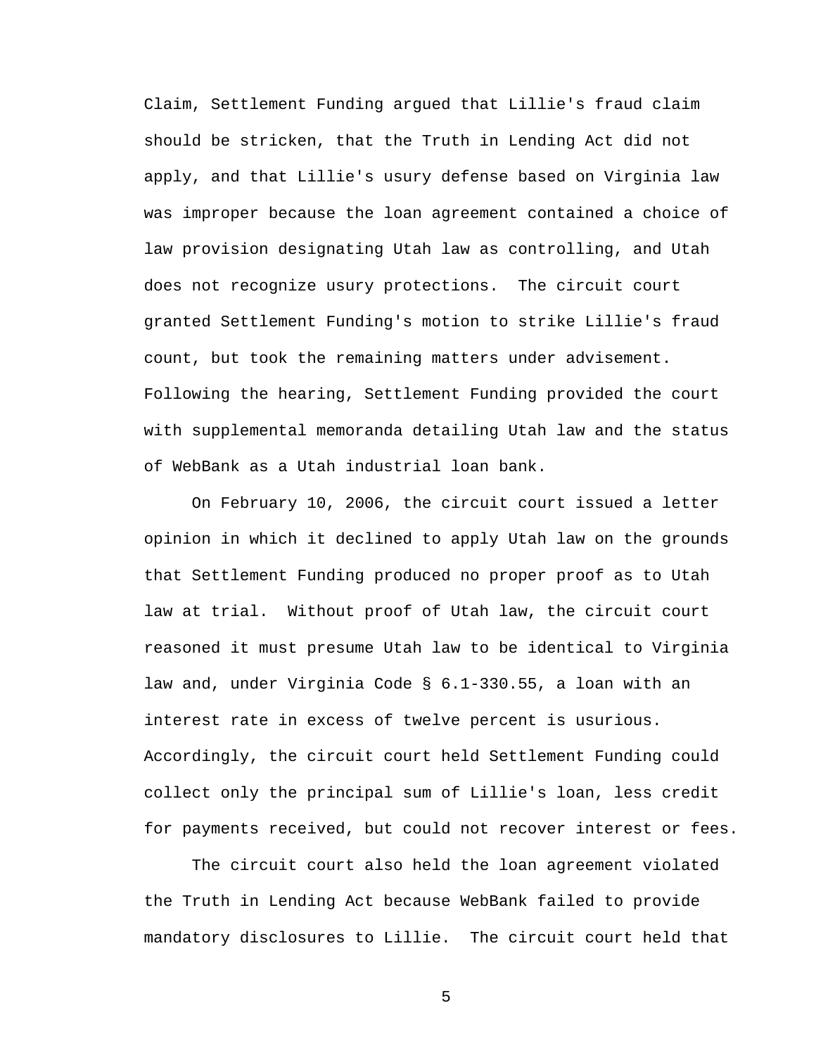Claim, Settlement Funding argued that Lillie's fraud claim should be stricken, that the Truth in Lending Act did not apply, and that Lillie's usury defense based on Virginia law was improper because the loan agreement contained a choice of law provision designating Utah law as controlling, and Utah does not recognize usury protections. The circuit court granted Settlement Funding's motion to strike Lillie's fraud count, but took the remaining matters under advisement. Following the hearing, Settlement Funding provided the court with supplemental memoranda detailing Utah law and the status of WebBank as a Utah industrial loan bank.

On February 10, 2006, the circuit court issued a letter opinion in which it declined to apply Utah law on the grounds that Settlement Funding produced no proper proof as to Utah law at trial. Without proof of Utah law, the circuit court reasoned it must presume Utah law to be identical to Virginia law and, under Virginia Code § 6.1-330.55, a loan with an interest rate in excess of twelve percent is usurious. Accordingly, the circuit court held Settlement Funding could collect only the principal sum of Lillie's loan, less credit for payments received, but could not recover interest or fees.

The circuit court also held the loan agreement violated the Truth in Lending Act because WebBank failed to provide mandatory disclosures to Lillie. The circuit court held that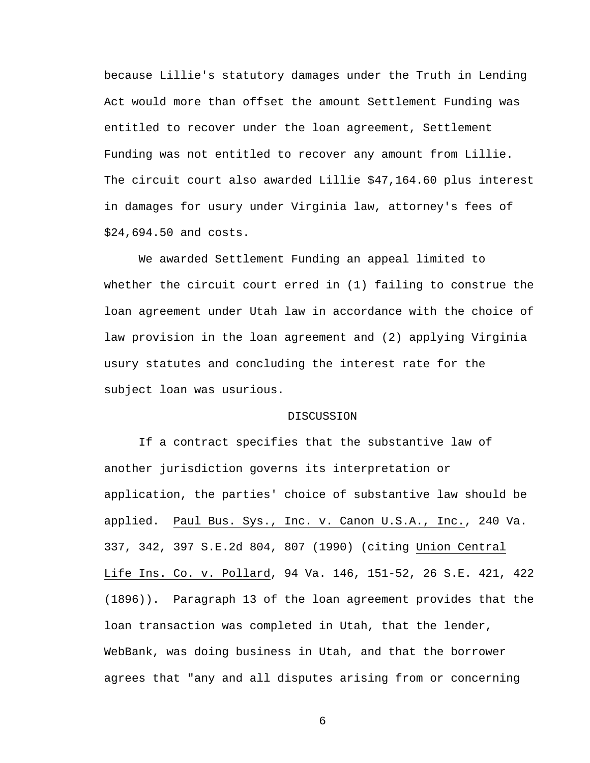because Lillie's statutory damages under the Truth in Lending Act would more than offset the amount Settlement Funding was entitled to recover under the loan agreement, Settlement Funding was not entitled to recover any amount from Lillie. The circuit court also awarded Lillie $47,164.60 plus interest in damages for usury under Virginia law, attorney's fees of $24,694.50 and costs.

We awarded Settlement Funding an appeal limited to whether the circuit court erred in (1) failing to construe the loan agreement under Utah law in accordance with the choice of law provision in the loan agreement and (2) applying Virginia usury statutes and concluding the interest rate for the subject loan was usurious.

## DISCUSSION

If a contract specifies that the substantive law of another jurisdiction governs its interpretation or application, the parties' choice of substantive law should be applied. Paul Bus. Sys., Inc. v. Canon U.S.A., Inc., 240 Va. 337, 342, 397 S.E.2d 804, 807 (1990) (citing Union Central Life Ins. Co. v. Pollard, 94 Va. 146, 151-52, 26 S.E. 421, 422 (1896)). Paragraph 13 of the loan agreement provides that the loan transaction was completed in Utah, that the lender, WebBank, was doing business in Utah, and that the borrower agrees that "any and all disputes arising from or concerning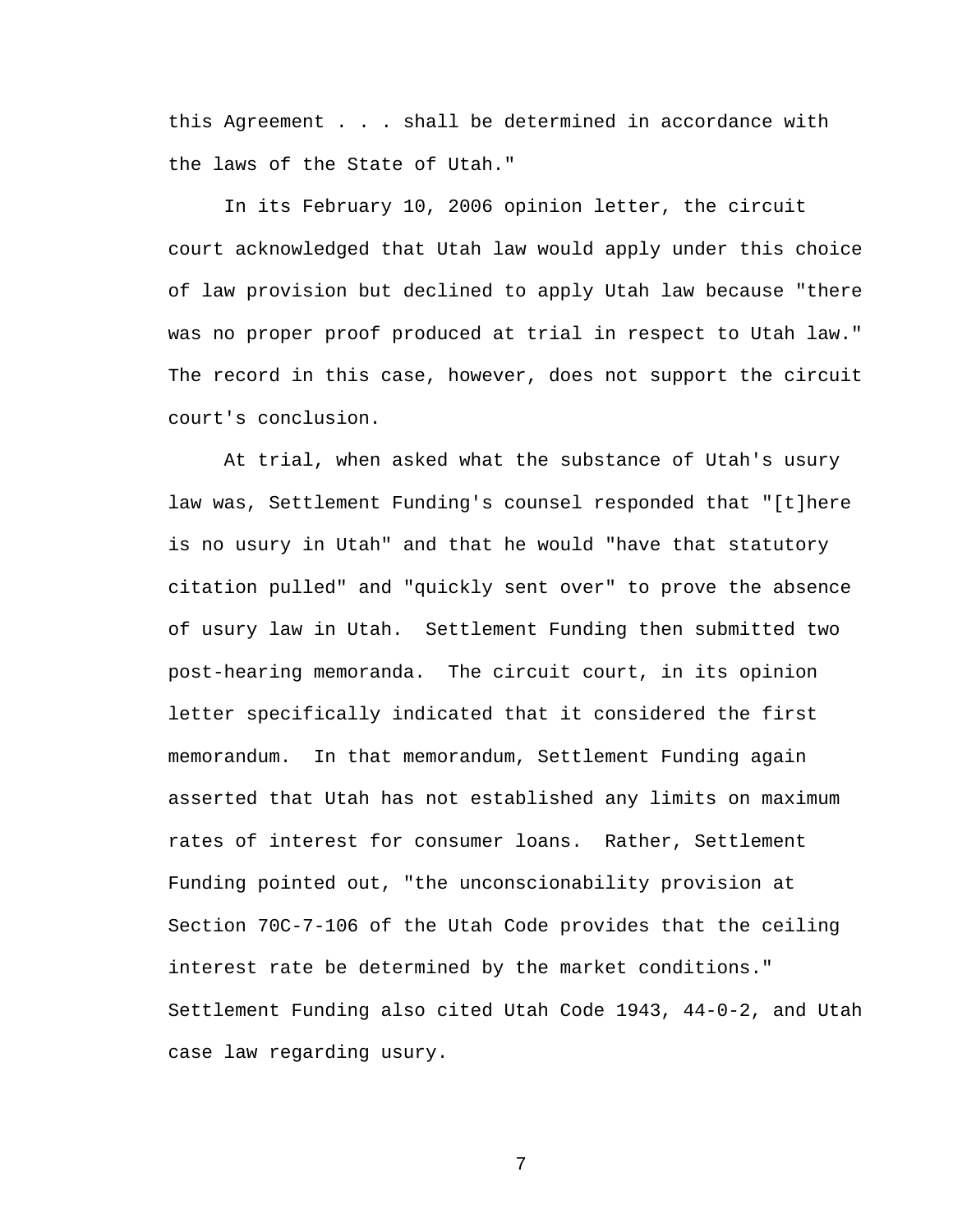this Agreement . . . shall be determined in accordance with the laws of the State of Utah."

In its February 10, 2006 opinion letter, the circuit court acknowledged that Utah law would apply under this choice of law provision but declined to apply Utah law because "there was no proper proof produced at trial in respect to Utah law." The record in this case, however, does not support the circuit court's conclusion.

At trial, when asked what the substance of Utah's usury law was, Settlement Funding's counsel responded that "[t]here is no usury in Utah" and that he would "have that statutory citation pulled" and "quickly sent over" to prove the absence of usury law in Utah. Settlement Funding then submitted two post-hearing memoranda. The circuit court, in its opinion letter specifically indicated that it considered the first memorandum. In that memorandum, Settlement Funding again asserted that Utah has not established any limits on maximum rates of interest for consumer loans. Rather, Settlement Funding pointed out, "the unconscionability provision at Section 70C-7-106 of the Utah Code provides that the ceiling interest rate be determined by the market conditions." Settlement Funding also cited Utah Code 1943, 44-0-2, and Utah case law regarding usury.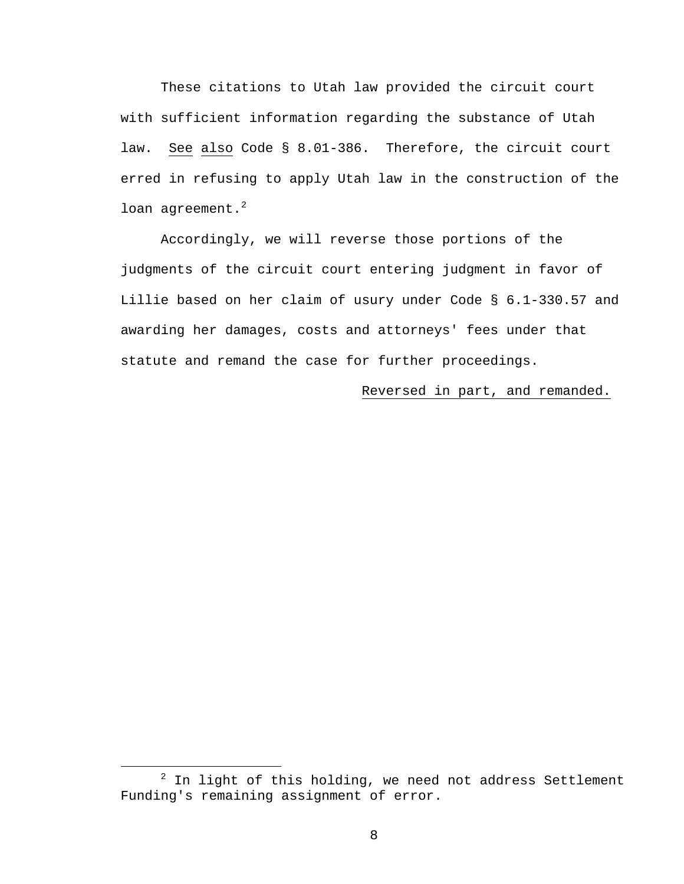These citations to Utah law provided the circuit court with sufficient information regarding the substance of Utah law. _See also_ Code § 8.01-386. Therefore, the circuit court erred in refusing to apply Utah law in the construction of the loan agreement.[2]

Accordingly, we will reverse those portions of the judgments of the circuit court entering judgment in favor of Lillie based on her claim of usury under Code § 6.1-330.57 and awarding her damages, costs and attorneys' fees under that statute and remand the case for further proceedings.

_Reversed in part, and remanded._

---

[2] In light of this holding, we need not address Settlement Funding's remaining assignment of error.